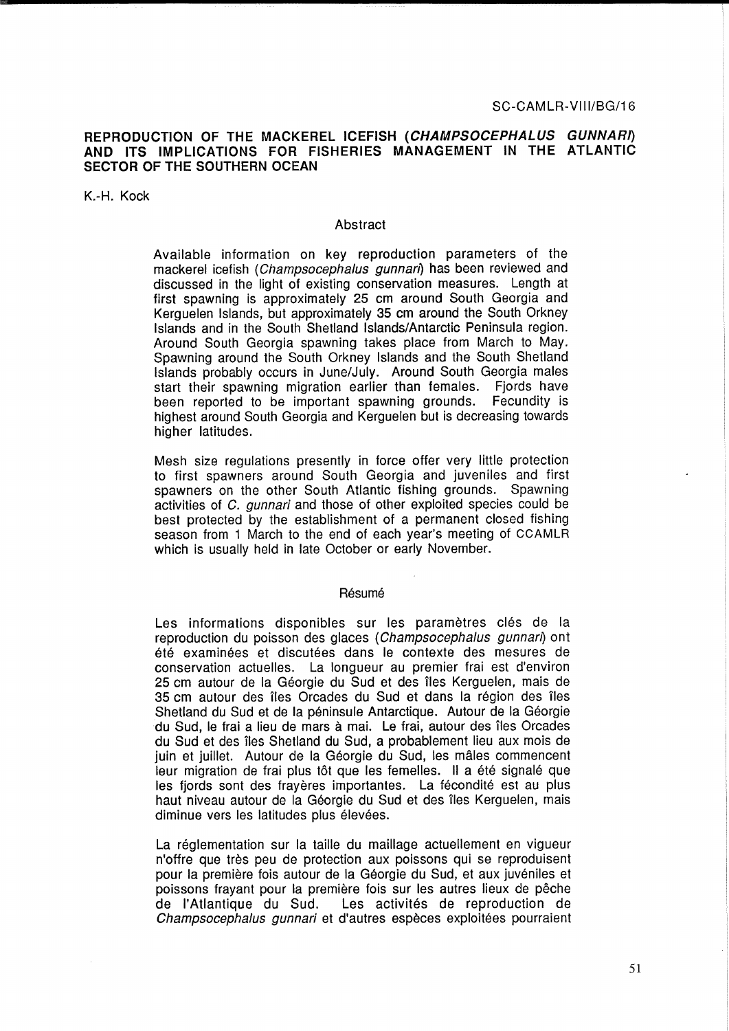SC-CAMLR-VIII/BG/16

# REPRODUCTION OF THE MACKEREL ICEFISH (*CHAMPSOCEPHALUS GUNNARI*) AND ITS IMPLICATIONS FOR FISHERIES MANAGEMENT IN THE ATLANTIC SECTOR OF THE SOUTHERN OCEAN

K.-H. Kock

## Abstract

Available information on key reproduction parameters of the mackerel icefish (*Champsocephalus gunnari*) has been reviewed and discussed in the light of existing conservation measures. Length at first spawning is approximately 25 cm around South Georgia and Kerguelen Islands, but approximately 35 cm around the South Orkney Islands and in the South Shetland Islands/Antarctic Peninsula region. Around South Georgia spawning takes place from March to May. Spawning around the South Orkney Islands and the South Shetland Islands probably occurs in June/July. Around South Georgia males start their spawning migration earlier than females. Fjords have been reported to be important spawning grounds. Fecundity is highest around South Georgia and Kerguelen but is decreasing towards higher latitudes.

Mesh size regulations presently in force offer very little protection to first spawners around South Georgia and juveniles and first spawners on the other South Atlantic fishing grounds. Spawning activities of *C. gunnari* and those of other exploited species could be best protected by the establishment of a permanent closed fishing season from 1 March to the end of each year's meeting of CCAMLR which is usually held in late October or early November.

## Résumé

Les informations disponibles sur les paramètres clés de la reproduction du poisson des glaces (*Champsocephalus gunnari*) ont été examinées et discutées dans le contexte des mesures de conservation actuelles. La longueur au premier frai est d'environ 25 cm autour de la Géorgie du Sud et des îles Kerguelen, mais de 35 cm autour des îles Orcades du Sud et dans la région des îles Shetland du Sud et de la péninsule Antarctique. Autour de la Géorgie du Sud, le frai a lieu de mars à mai. Le frai, autour des îles Orcades du Sud et des îles Shetland du Sud, a probablement lieu aux mois de juin et juillet. Autour de la Géorgie du Sud, les mâles commencent leur migration de frai plus tôt que les femelles. Il a été signalé que les fjords sont des frayères importantes. La fécondité est au plus haut niveau autour de la Géorgie du Sud et des îles Kerguelen, mais diminue vers les latitudes plus élevées.

La réglementation sur la taille du maillage actuellement en vigueur n'offre que très peu de protection aux poissons qui se reproduisent pour la première fois autour de la Géorgie du Sud, et aux juvéniles et poissons frayant pour la première fois sur les autres lieux de pêche de l'Atlantique du Sud. Les activités de reproduction de *Champsocephalus gunnari* et d'autres espèces exploitées pourraient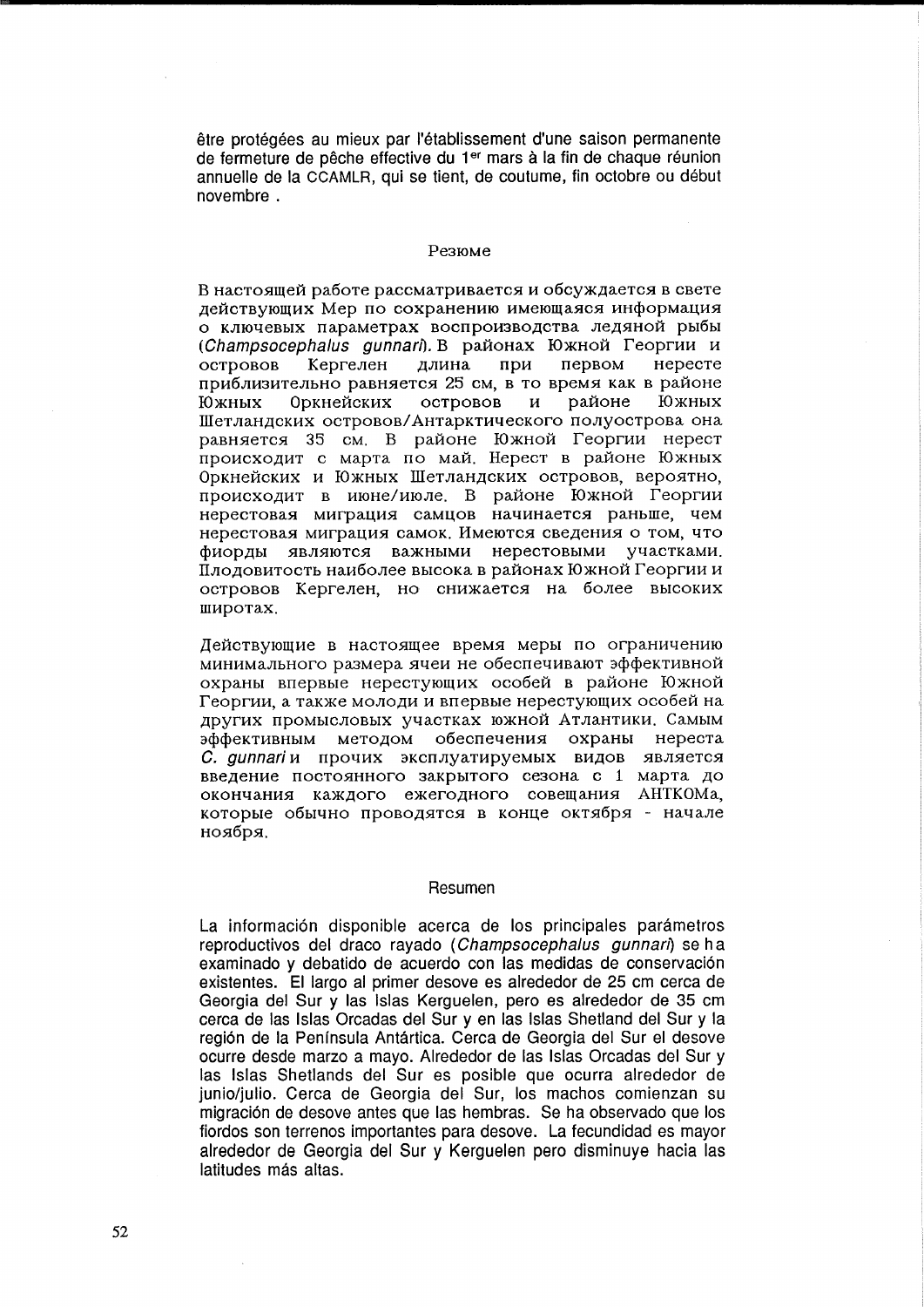être protégées au mieux par l'établissement d'une saison permanente de fermeture de pêche effective du 1er mars à la fin de chaque réunion annuelle de la CCAMLR, qui se tient, de coutume, fin octobre ou début novembre .

## Резюме

В настоящей работе рассматривается и обсуждается в свете действующих Мер по сохранению имеющаяся информация о ключевых параметрах воспроизводства ледяной рыбы (*Champsocephalus gunnari*). В районах Южной Георгии и островов Кергелен длина при первом нересте приблизительно равняется 25 см, в то время как в районе Южных Оркнейских островов и районе Южных Шетландских островов/Антарктического полуострова она равняется 35 см. В районе Южной Георгии нерест происходит с марта по май. Нерест в районе Южных Оркнейских и Южных Шетландских островов, вероятно, происходит в июне/июле. В районе Южной Георгии нерестовая миграция самцов начинается раньше, чем нерестовая миграция самок. Имеются сведения о том, что фиорды являются важными нерестовыми участками. Плодовитость наиболее высока в районах Южной Георгии и островов Кергелен, но снижается на более высоких широтах.

Действующие в настоящее время меры по ограничению минимального размера ячеи не обеспечивают эффективной охраны впервые нерестующих особей в районе Южной Георгии, а также молоди и впервые нерестующих особей на других промысловых участках южной Атлантики. Самым эффективным методом обеспечения охраны нереста *C. gunnari* и прочих эксплуатируемых видов является введение постоянного закрытого сезона с 1 марта до окончания каждого ежегодного совещания АНТКОМа, которые обычно проводятся в конце октября - начале ноября.

## Resumen

La información disponible acerca de los principales parámetros reproductivos del draco rayado (*Champsocephalus gunnari*) se ha examinado y debatido de acuerdo con las medidas de conservación existentes. El largo al primer desove es alrededor de 25 cm cerca de Georgia del Sur y las Islas Kerguelen, pero es alrededor de 35 cm cerca de las Islas Orcadas del Sur y en las Islas Shetland del Sur y la región de la Península Antártica. Cerca de Georgia del Sur el desove ocurre desde marzo a mayo. Alrededor de las Islas Orcadas del Sur y las Islas Shetlands del Sur es posible que ocurra alrededor de junio/julio. Cerca de Georgia del Sur, los machos comienzan su migración de desove antes que las hembras. Se ha observado que los fiordos son terrenos importantes para desove. La fecundidad es mayor alrededor de Georgia del Sur y Kerguelen pero disminuye hacia las latitudes más altas.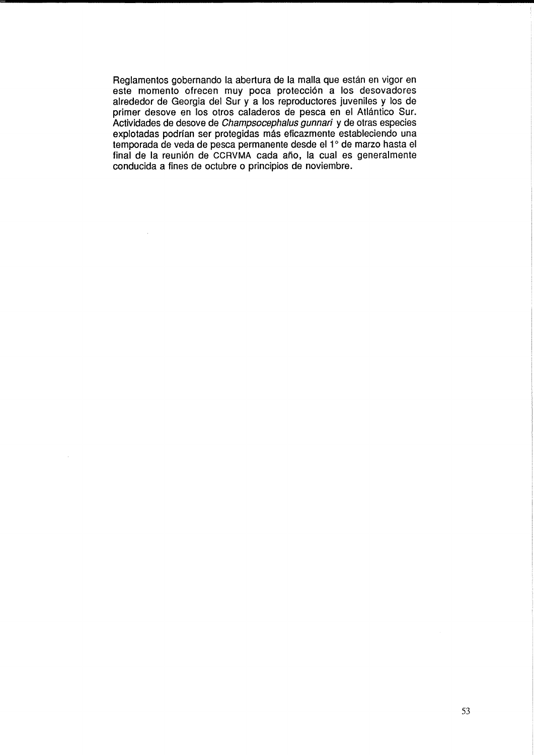Reglamentos gobernando la abertura de la malla que están en vigor en este momento ofrecen muy poca protección a los desovadores alrededor de Georgia del Sur y a los reproductores juveniles y los de primer desove en los otros caladeros de pesca en el Atlántico Sur. Actividades de desove de *Champsocephalus gunnari* y de otras especies explotadas podrían ser protegidas más eficazmente estableciendo una temporada de veda de pesca permanente desde el 1° de marzo hasta el final de la reunión de CCRVMA cada año, la cual es generalmente conducida a fines de octubre o principios de noviembre.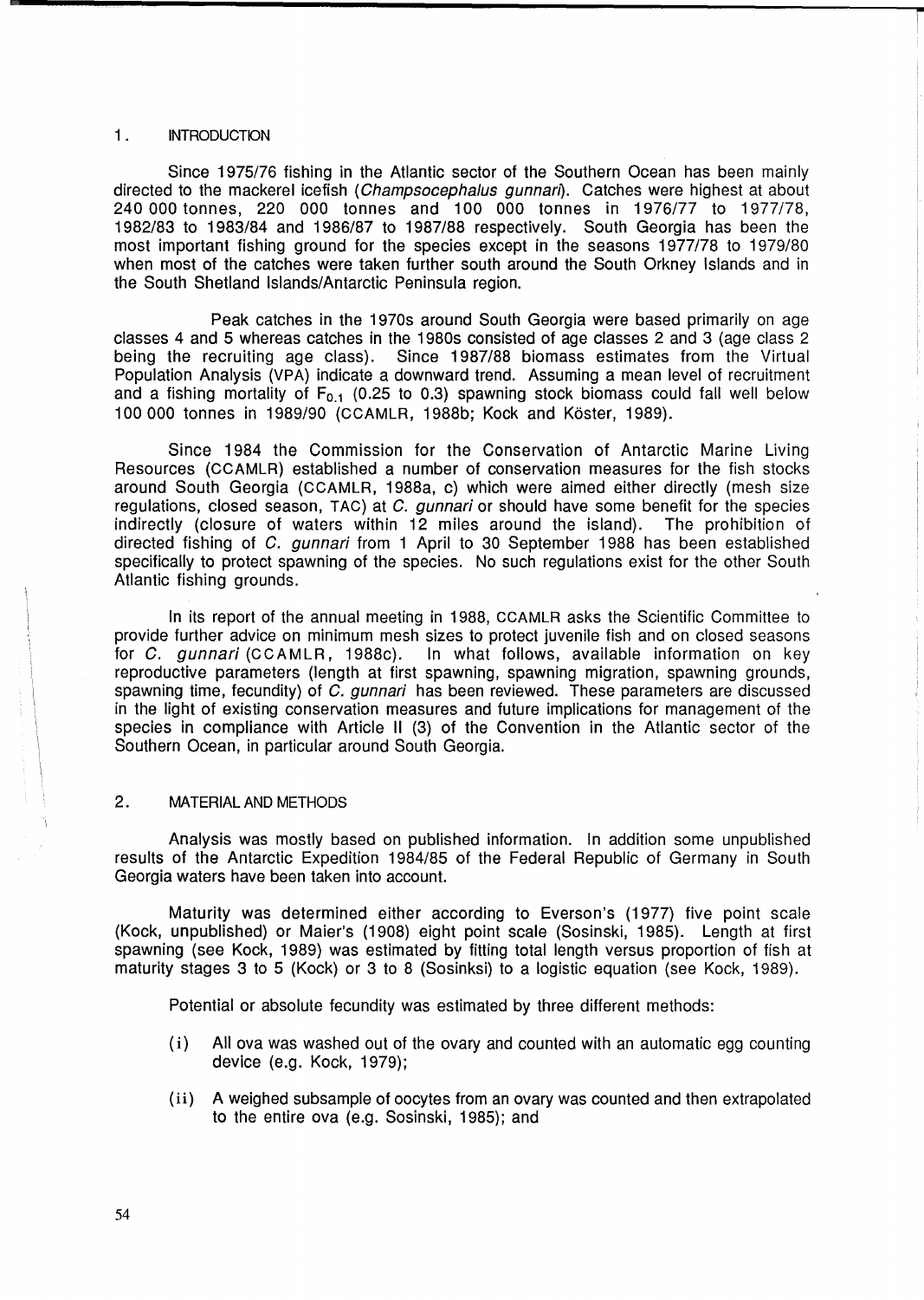## 1. INTRODUCTION

Since 1975/76 fishing in the Atlantic sector of the Southern Ocean has been mainly directed to the mackerel icefish (*Champsocephalus gunnari*). Catches were highest at about 240 000 tonnes, 220 000 tonnes and 100 000 tonnes in 1976/77 to 1977/78, 1982/83 to 1983/84 and 1986/87 to 1987/88 respectively. South Georgia has been the most important fishing ground for the species except in the seasons 1977/78 to 1979/80 when most of the catches were taken further south around the South Orkney Islands and in the South Shetland Islands/Antarctic Peninsula region.

Peak catches in the 1970s around South Georgia were based primarily on age classes 4 and 5 whereas catches in the 1980s consisted of age classes 2 and 3 (age class 2 being the recruiting age class). Since 1987/88 biomass estimates from the Virtual Population Analysis (VPA) indicate a downward trend. Assuming a mean level of recruitment and a fishing mortality of $F_{0.1}$ (0.25 to 0.3) spawning stock biomass could fall well below 100 000 tonnes in 1989/90 (CCAMLR, 1988b; Kock and Köster, 1989).

Since 1984 the Commission for the Conservation of Antarctic Marine Living Resources (CCAMLR) established a number of conservation measures for the fish stocks around South Georgia (CCAMLR, 1988a, c) which were aimed either directly (mesh size regulations, closed season, TAC) at *C. gunnari* or should have some benefit for the species indirectly (closure of waters within 12 miles around the island). The prohibition of directed fishing of *C. gunnari* from 1 April to 30 September 1988 has been established specifically to protect spawning of the species. No such regulations exist for the other South Atlantic fishing grounds.

In its report of the annual meeting in 1988, CCAMLR asks the Scientific Committee to provide further advice on minimum mesh sizes to protect juvenile fish and on closed seasons for *C. gunnari* (CCAMLR, 1988c). In what follows, available information on key reproductive parameters (length at first spawning, spawning migration, spawning grounds, spawning time, fecundity) of *C. gunnari* has been reviewed. These parameters are discussed in the light of existing conservation measures and future implications for management of the species in compliance with Article II (3) of the Convention in the Atlantic sector of the Southern Ocean, in particular around South Georgia.

## 2. MATERIAL AND METHODS

Analysis was mostly based on published information. In addition some unpublished results of the Antarctic Expedition 1984/85 of the Federal Republic of Germany in South Georgia waters have been taken into account.

Maturity was determined either according to Everson's (1977) five point scale (Kock, unpublished) or Maier's (1908) eight point scale (Sosinski, 1985). Length at first spawning (see Kock, 1989) was estimated by fitting total length versus proportion of fish at maturity stages 3 to 5 (Kock) or 3 to 8 (Sosinksi) to a logistic equation (see Kock, 1989).

Potential or absolute fecundity was estimated by three different methods:

(i) All ova was washed out of the ovary and counted with an automatic egg counting device (e.g. Kock, 1979);

(ii) A weighed subsample of oocytes from an ovary was counted and then extrapolated to the entire ova (e.g. Sosinski, 1985); and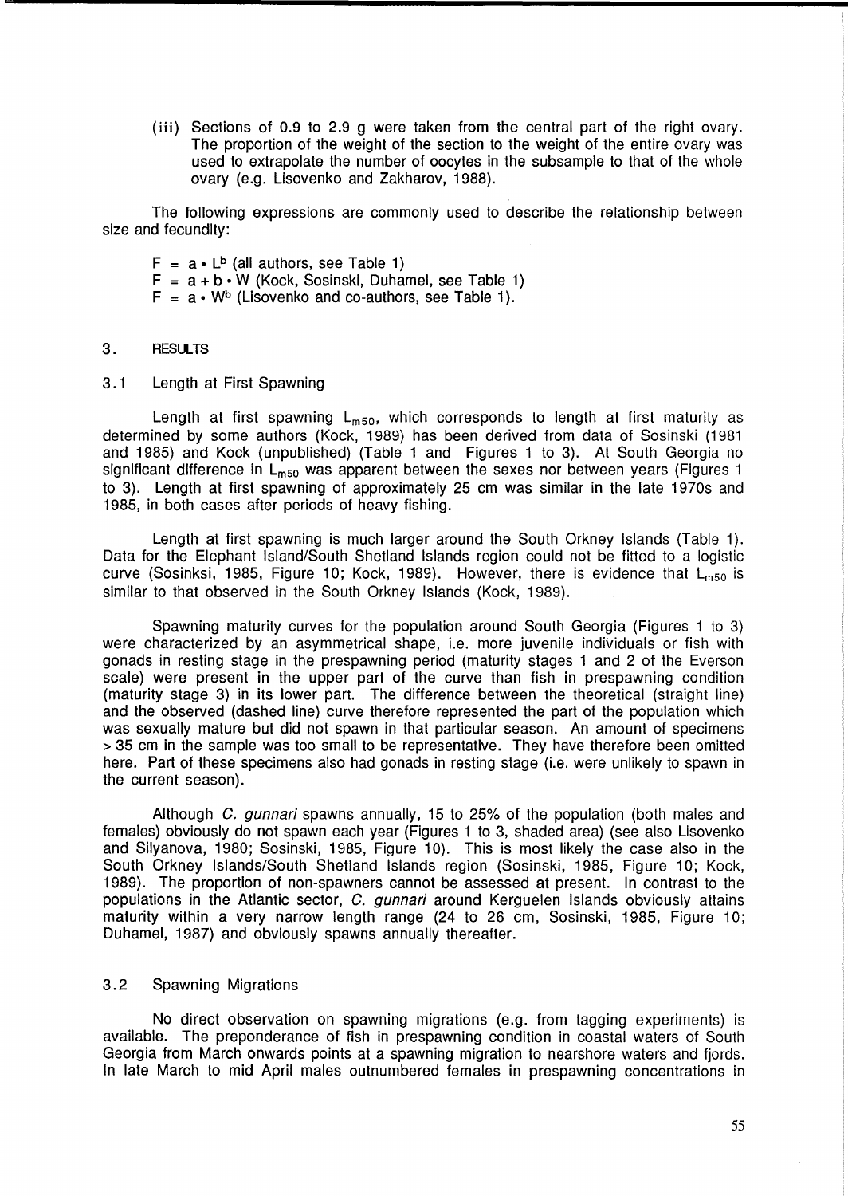(iii) Sections of 0.9 to 2.9 g were taken from the central part of the right ovary. The proportion of the weight of the section to the weight of the entire ovary was used to extrapolate the number of oocytes in the subsample to that of the whole ovary (e.g. Lisovenko and Zakharov, 1988).

The following expressions are commonly used to describe the relationship between size and fecundity:

$F = a \cdot L^b$ (all authors, see Table 1)
$F = a + b \cdot W$ (Kock, Sosinski, Duhamel, see Table 1)
$F = a \cdot W^b$ (Lisovenko and co-authors, see Table 1).

## 3. RESULTS

### 3.1 Length at First Spawning

Length at first spawning $L_{m50}$, which corresponds to length at first maturity as determined by some authors (Kock, 1989) has been derived from data of Sosinski (1981 and 1985) and Kock (unpublished) (Table 1 and Figures 1 to 3). At South Georgia no significant difference in $L_{m50}$ was apparent between the sexes nor between years (Figures 1 to 3). Length at first spawning of approximately 25 cm was similar in the late 1970s and 1985, in both cases after periods of heavy fishing.

Length at first spawning is much larger around the South Orkney Islands (Table 1). Data for the Elephant Island/South Shetland Islands region could not be fitted to a logistic curve (Sosinksi, 1985, Figure 10; Kock, 1989). However, there is evidence that $L_{m50}$ is similar to that observed in the South Orkney Islands (Kock, 1989).

Spawning maturity curves for the population around South Georgia (Figures 1 to 3) were characterized by an asymmetrical shape, i.e. more juvenile individuals or fish with gonads in resting stage in the prespawning period (maturity stages 1 and 2 of the Everson scale) were present in the upper part of the curve than fish in prespawning condition (maturity stage 3) in its lower part. The difference between the theoretical (straight line) and the observed (dashed line) curve therefore represented the part of the population which was sexually mature but did not spawn in that particular season. An amount of specimens > 35 cm in the sample was too small to be representative. They have therefore been omitted here. Part of these specimens also had gonads in resting stage (i.e. were unlikely to spawn in the current season).

Although *C. gunnari* spawns annually, 15 to 25% of the population (both males and females) obviously do not spawn each year (Figures 1 to 3, shaded area) (see also Lisovenko and Silyanova, 1980; Sosinski, 1985, Figure 10). This is most likely the case also in the South Orkney Islands/South Shetland Islands region (Sosinski, 1985, Figure 10; Kock, 1989). The proportion of non-spawners cannot be assessed at present. In contrast to the populations in the Atlantic sector, *C. gunnari* around Kerguelen Islands obviously attains maturity within a very narrow length range (24 to 26 cm, Sosinski, 1985, Figure 10; Duhamel, 1987) and obviously spawns annually thereafter.

### 3.2 Spawning Migrations

No direct observation on spawning migrations (e.g. from tagging experiments) is available. The preponderance of fish in prespawning condition in coastal waters of South Georgia from March onwards points at a spawning migration to nearshore waters and fjords. In late March to mid April males outnumbered females in prespawning concentrations in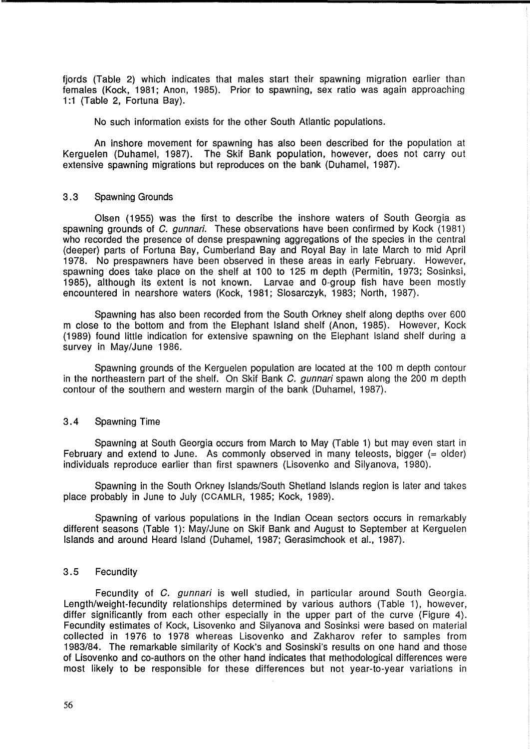fjords (Table 2) which indicates that males start their spawning migration earlier than females (Kock, 1981; Anon, 1985). Prior to spawning, sex ratio was again approaching 1:1 (Table 2, Fortuna Bay).

No such information exists for the other South Atlantic populations.

An inshore movement for spawning has also been described for the population at Kerguelen (Duhamel, 1987). The Skif Bank population, however, does not carry out extensive spawning migrations but reproduces on the bank (Duhamel, 1987).

### 3.3 Spawning Grounds

Olsen (1955) was the first to describe the inshore waters of South Georgia as spawning grounds of *C. gunnari*. These observations have been confirmed by Kock (1981) who recorded the presence of dense prespawning aggregations of the species in the central (deeper) parts of Fortuna Bay, Cumberland Bay and Royal Bay in late March to mid April 1978. No prespawners have been observed in these areas in early February. However, spawning does take place on the shelf at 100 to 125 m depth (Permitin, 1973; Sosinksi, 1985), although its extent is not known. Larvae and 0-group fish have been mostly encountered in nearshore waters (Kock, 1981; Slosarczyk, 1983; North, 1987).

Spawning has also been recorded from the South Orkney shelf along depths over 600 m close to the bottom and from the Elephant Island shelf (Anon, 1985). However, Kock (1989) found little indication for extensive spawning on the Elephant Island shelf during a survey in May/June 1986.

Spawning grounds of the Kerguelen population are located at the 100 m depth contour in the northeastern part of the shelf. On Skif Bank *C. gunnari* spawn along the 200 m depth contour of the southern and western margin of the bank (Duhamel, 1987).

### 3.4 Spawning Time

Spawning at South Georgia occurs from March to May (Table 1) but may even start in February and extend to June. As commonly observed in many teleosts, bigger (= older) individuals reproduce earlier than first spawners (Lisovenko and Silyanova, 1980).

Spawning in the South Orkney Islands/South Shetland Islands region is later and takes place probably in June to July (CCAMLR, 1985; Kock, 1989).

Spawning of various populations in the Indian Ocean sectors occurs in remarkably different seasons (Table 1): May/June on Skif Bank and August to September at Kerguelen Islands and around Heard Island (Duhamel, 1987; Gerasimchook et al., 1987).

### 3.5 Fecundity

Fecundity of *C. gunnari* is well studied, in particular around South Georgia. Length/weight-fecundity relationships determined by various authors (Table 1), however, differ significantly from each other especially in the upper part of the curve (Figure 4). Fecundity estimates of Kock, Lisovenko and Silyanova and Sosinksi were based on material collected in 1976 to 1978 whereas Lisovenko and Zakharov refer to samples from 1983/84. The remarkable similarity of Kock's and Sosinski's results on one hand and those of Lisovenko and co-authors on the other hand indicates that methodological differences were most likely to be responsible for these differences but not year-to-year variations in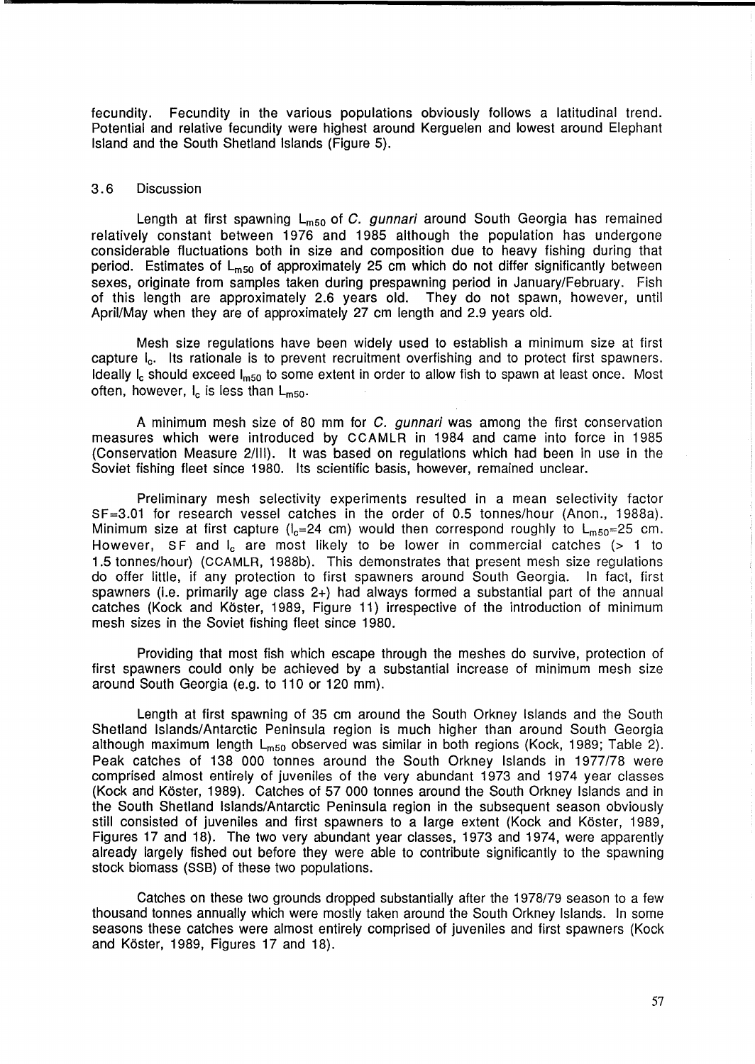fecundity. Fecundity in the various populations obviously follows a latitudinal trend. Potential and relative fecundity were highest around Kerguelen and lowest around Elephant Island and the South Shetland Islands (Figure 5).

### 3.6 Discussion

Length at first spawning $L_{m50}$ of *C. gunnari* around South Georgia has remained relatively constant between 1976 and 1985 although the population has undergone considerable fluctuations both in size and composition due to heavy fishing during that period. Estimates of $L_{m50}$ of approximately 25 cm which do not differ significantly between sexes, originate from samples taken during prespawning period in January/February. Fish of this length are approximately 2.6 years old. They do not spawn, however, until April/May when they are of approximately 27 cm length and 2.9 years old.

Mesh size regulations have been widely used to establish a minimum size at first capture $l_c$. Its rationale is to prevent recruitment overfishing and to protect first spawners. Ideally $l_c$ should exceed $l_{m50}$ to some extent in order to allow fish to spawn at least once. Most often, however, $l_c$ is less than $L_{m50}$.

A minimum mesh size of 80 mm for *C. gunnari* was among the first conservation measures which were introduced by CCAMLR in 1984 and came into force in 1985 (Conservation Measure 2/III). It was based on regulations which had been in use in the Soviet fishing fleet since 1980. Its scientific basis, however, remained unclear.

Preliminary mesh selectivity experiments resulted in a mean selectivity factor SF=3.01 for research vessel catches in the order of 0.5 tonnes/hour (Anon., 1988a). Minimum size at first capture ($l_c$=24 cm) would then correspond roughly to $L_{m50}$=25 cm. However, SF and $l_c$ are most likely to be lower in commercial catches (> 1 to 1.5 tonnes/hour) (CCAMLR, 1988b). This demonstrates that present mesh size regulations do offer little, if any protection to first spawners around South Georgia. In fact, first spawners (i.e. primarily age class 2+) had always formed a substantial part of the annual catches (Kock and Köster, 1989, Figure 11) irrespective of the introduction of minimum mesh sizes in the Soviet fishing fleet since 1980.

Providing that most fish which escape through the meshes do survive, protection of first spawners could only be achieved by a substantial increase of minimum mesh size around South Georgia (e.g. to 110 or 120 mm).

Length at first spawning of 35 cm around the South Orkney Islands and the South Shetland Islands/Antarctic Peninsula region is much higher than around South Georgia although maximum length $L_{m50}$ observed was similar in both regions (Kock, 1989; Table 2). Peak catches of 138 000 tonnes around the South Orkney Islands in 1977/78 were comprised almost entirely of juveniles of the very abundant 1973 and 1974 year classes (Kock and Köster, 1989). Catches of 57 000 tonnes around the South Orkney Islands and in the South Shetland Islands/Antarctic Peninsula region in the subsequent season obviously still consisted of juveniles and first spawners to a large extent (Kock and Köster, 1989, Figures 17 and 18). The two very abundant year classes, 1973 and 1974, were apparently already largely fished out before they were able to contribute significantly to the spawning stock biomass (SSB) of these two populations.

Catches on these two grounds dropped substantially after the 1978/79 season to a few thousand tonnes annually which were mostly taken around the South Orkney Islands. In some seasons these catches were almost entirely comprised of juveniles and first spawners (Kock and Köster, 1989, Figures 17 and 18).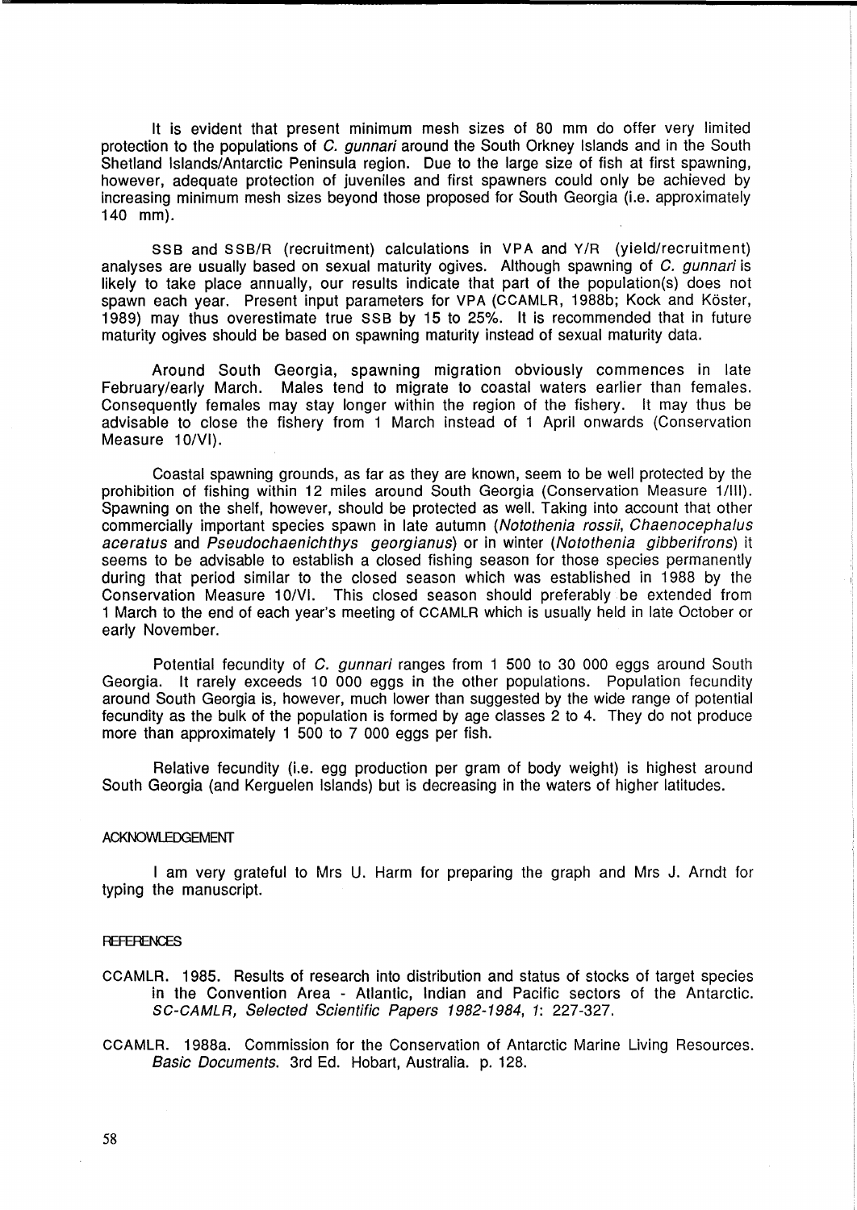It is evident that present minimum mesh sizes of 80 mm do offer very limited protection to the populations of *C. gunnari* around the South Orkney Islands and in the South Shetland Islands/Antarctic Peninsula region. Due to the large size of fish at first spawning, however, adequate protection of juveniles and first spawners could only be achieved by increasing minimum mesh sizes beyond those proposed for South Georgia (i.e. approximately 140 mm).

SSB and SSB/R (recruitment) calculations in VPA and Y/R (yield/recruitment) analyses are usually based on sexual maturity ogives. Although spawning of *C. gunnari* is likely to take place annually, our results indicate that part of the population(s) does not spawn each year. Present input parameters for VPA (CCAMLR, 1988b; Kock and Köster, 1989) may thus overestimate true SSB by 15 to 25%. It is recommended that in future maturity ogives should be based on spawning maturity instead of sexual maturity data.

Around South Georgia, spawning migration obviously commences in late February/early March. Males tend to migrate to coastal waters earlier than females. Consequently females may stay longer within the region of the fishery. It may thus be advisable to close the fishery from 1 March instead of 1 April onwards (Conservation Measure 10/VI).

Coastal spawning grounds, as far as they are known, seem to be well protected by the prohibition of fishing within 12 miles around South Georgia (Conservation Measure 1/III). Spawning on the shelf, however, should be protected as well. Taking into account that other commercially important species spawn in late autumn (*Notothenia rossii*, *Chaenocephalus aceratus* and *Pseudochaenichthys georgianus*) or in winter (*Notothenia gibberifrons*) it seems to be advisable to establish a closed fishing season for those species permanently during that period similar to the closed season which was established in 1988 by the Conservation Measure 10/VI. This closed season should preferably be extended from 1 March to the end of each year's meeting of CCAMLR which is usually held in late October or early November.

Potential fecundity of *C. gunnari* ranges from 1 500 to 30 000 eggs around South Georgia. It rarely exceeds 10 000 eggs in the other populations. Population fecundity around South Georgia is, however, much lower than suggested by the wide range of potential fecundity as the bulk of the population is formed by age classes 2 to 4. They do not produce more than approximately 1 500 to 7 000 eggs per fish.

Relative fecundity (i.e. egg production per gram of body weight) is highest around South Georgia (and Kerguelen Islands) but is decreasing in the waters of higher latitudes.

## ACKNOWLEDGEMENT

I am very grateful to Mrs U. Harm for preparing the graph and Mrs J. Arndt for typing the manuscript.

## REFERENCES

CCAMLR. 1985. Results of research into distribution and status of stocks of target species in the Convention Area - Atlantic, Indian and Pacific sectors of the Antarctic. *SC-CAMLR, Selected Scientific Papers 1982-1984*, 1: 227-327.

CCAMLR. 1988a. Commission for the Conservation of Antarctic Marine Living Resources. *Basic Documents*. 3rd Ed. Hobart, Australia. p. 128.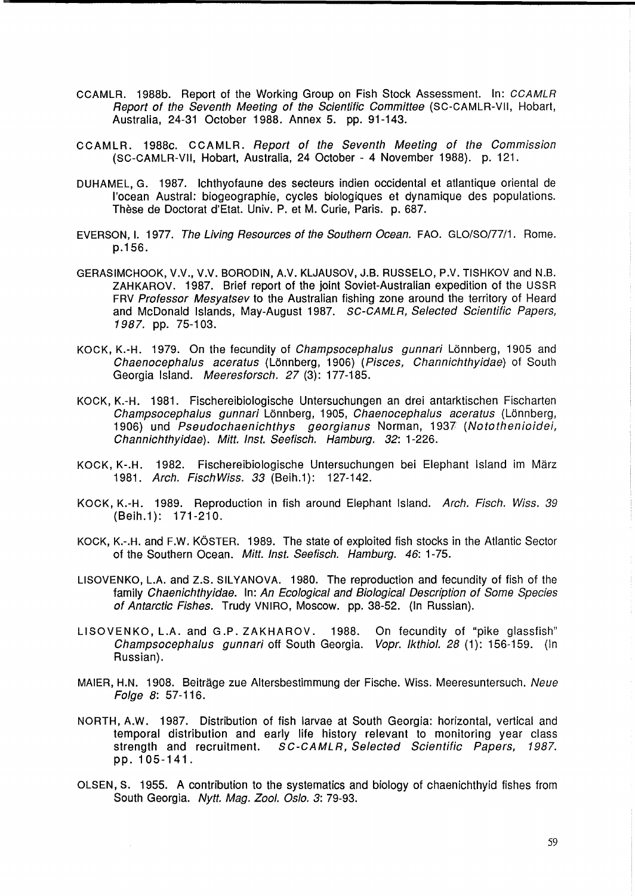CCAMLR. 1988b. Report of the Working Group on Fish Stock Assessment. In: *CCAMLR Report of the Seventh Meeting of the Scientific Committee* (SC-CAMLR-VII, Hobart, Australia, 24-31 October 1988. Annex 5. pp. 91-143.

CCAMLR. 1988c. CCAMLR. *Report of the Seventh Meeting of the Commission* (SC-CAMLR-VII, Hobart, Australia, 24 October - 4 November 1988). p. 121.

DUHAMEL, G. 1987. Ichthyofaune des secteurs indien occidental et atlantique oriental de l'ocean Austral: biogeographie, cycles biologiques et dynamique des populations. Thèse de Doctorat d'Etat. Univ. P. et M. Curie, Paris. p. 687.

EVERSON, I. 1977. *The Living Resources of the Southern Ocean.* FAO. GLO/SO/77/1. Rome. p.156.

GERASIMCHOOK, V.V., V.V. BORODIN, A.V. KLJAUSOV, J.B. RUSSELO, P.V. TISHKOV and N.B. ZAHKAROV. 1987. Brief report of the joint Soviet-Australian expedition of the USSR FRV *Professor Mesyatsev* to the Australian fishing zone around the territory of Heard and McDonald Islands, May-August 1987. *SC-CAMLR, Selected Scientific Papers, 1987.* pp. 75-103.

KOCK, K.-H. 1979. On the fecundity of *Champsocephalus gunnari* Lönnberg, 1905 and *Chaenocephalus aceratus* (Lönnberg, 1906) (*Pisces, Channichthyidae*) of South Georgia Island. *Meeresforsch. 27* (3): 177-185.

KOCK, K.-H. 1981. Fischereibiologische Untersuchungen an drei antarktischen Fischarten *Champsocephalus gunnari* Lönnberg, 1905, *Chaenocephalus aceratus* (Lönnberg, 1906) und *Pseudochaenichthys georgianus* Norman, 1937 (*Notothenioidei, Channichthyidae*). *Mitt. Inst. Seefisch. Hamburg. 32*: 1-226.

KOCK, K-.H. 1982. Fischereibiologische Untersuchungen bei Elephant Island im März 1981. *Arch. FischWiss. 33* (Beih.1): 127-142.

KOCK, K.-H. 1989. Reproduction in fish around Elephant Island. *Arch. Fisch. Wiss. 39* (Beih.1): 171-210.

KOCK, K.-.H. and F.W. KÖSTER. 1989. The state of exploited fish stocks in the Atlantic Sector of the Southern Ocean. *Mitt. Inst. Seefisch. Hamburg. 46*: 1-75.

LISOVENKO, L.A. and Z.S. SILYANOVA. 1980. The reproduction and fecundity of fish of the family *Chaenichthyidae*. In: *An Ecological and Biological Description of Some Species of Antarctic Fishes.* Trudy VNIRO, Moscow. pp. 38-52. (In Russian).

LISOVENKO, L.A. and G.P. ZAKHAROV. 1988. On fecundity of "pike glassfish" *Champsocephalus gunnari* off South Georgia. *Vopr. Ikthiol. 28* (1): 156-159. (In Russian).

MAIER, H.N. 1908. Beiträge zue Altersbestimmung der Fische. Wiss. Meeresuntersuch. *Neue Folge 8*: 57-116.

NORTH, A.W. 1987. Distribution of fish larvae at South Georgia: horizontal, vertical and temporal distribution and early life history relevant to monitoring year class strength and recruitment. *SC-CAMLR, Selected Scientific Papers, 1987.* pp. 105-141.

OLSEN, S. 1955. A contribution to the systematics and biology of chaenichthyid fishes from South Georgia. *Nytt. Mag. Zool. Oslo. 3*: 79-93.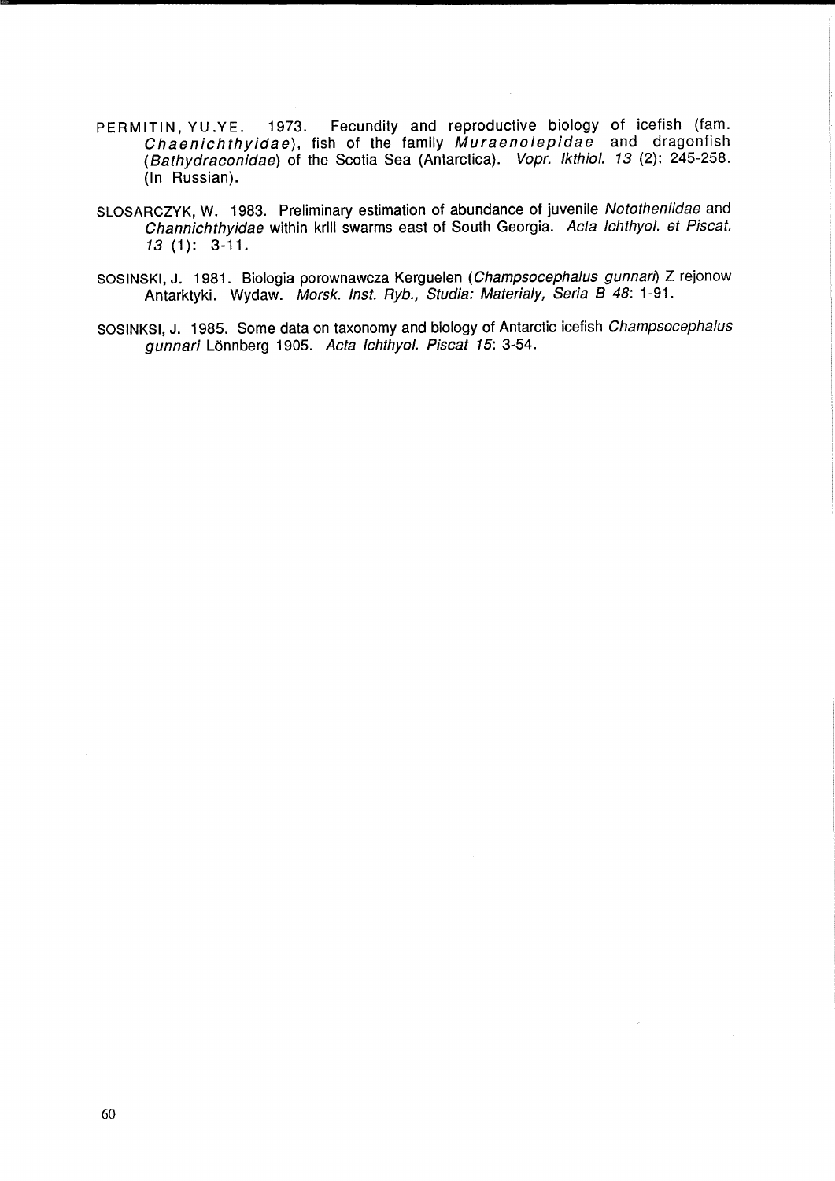PERMITIN, YU.YE. 1973. Fecundity and reproductive biology of icefish (fam. *Chaenichthyidae*), fish of the family *Muraenolepidae* and dragonfish (*Bathydraconidae*) of the Scotia Sea (Antarctica). *Vopr. Ikthiol. 13* (2): 245-258. (In Russian).

SLOSARCZYK, W. 1983. Preliminary estimation of abundance of juvenile *Nototheniidae* and *Channichthyidae* within krill swarms east of South Georgia. *Acta Ichthyol. et Piscat. 13* (1): 3-11.

SOSINSKI, J. 1981. Biologia porownawcza Kerguelen (*Champsocephalus gunnari*) Z rejonow Antarktyki. Wydaw. *Morsk. Inst. Ryb., Studia: Materialy, Seria B 48*: 1-91.

SOSINKSI, J. 1985. Some data on taxonomy and biology of Antarctic icefish *Champsocephalus gunnari* Lönnberg 1905. *Acta Ichthyol. Piscat 15*: 3-54.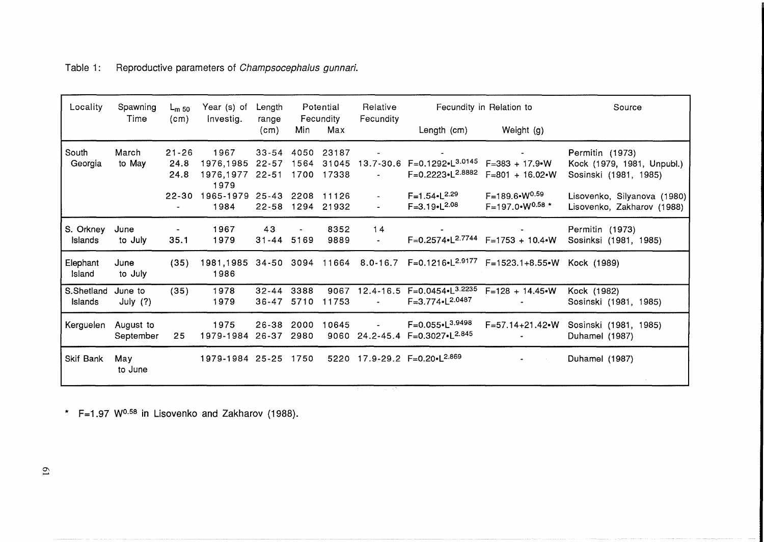Table 1: Reproductive parameters of *Champsocephalus gunnari*.

| Locality | Spawning Time | $L_{m\,50}$ (cm) | Year (s) of Investig. | Length range (cm) | Potential Fecundity | | Relative Fecundity | Fecundity in Relation to | | Source |
|---|---|---|---|---|---|---|---|---|---|---|
| | | | | | Min | Max | | Length (cm) | Weight (g) | |
| South Georgia | March to May | 21-26 | 1967 | 33-54 | 4050 | 23187 | - | - | - | Permitin (1973) |
| | | 24.8 | 1976,1985 | 22-57 | 1564 | 31045 | 13.7-30.6 | $F=0.1292 \cdot L^{3.0145}$ | $F=383 + 17.9 \cdot W$ | Kock (1979, 1981, Unpubl.) |
| | | 24.8 | 1976,1977 1979 | 22-51 | 1700 | 17338 | - | $F=0.2223 \cdot L^{2.8882}$ | $F=801 + 16.02 \cdot W$ | Sosinski (1981, 1985) |
| | | 22-30 | 1965-1979 | 25-43 | 2208 | 11126 | - | $F=1.54 \cdot L^{2.29}$ | $F=189.6 \cdot W^{0.59}$ | Lisovenko, Silyanova (1980) |
| | | - | 1984 | 22-58 | 1294 | 21932 | - | $F=3.19 \cdot L^{2.08}$ | $F=197.0 \cdot W^{0.58}$ * | Lisovenko, Zakharov (1988) |
| S. Orkney Islands | June to July | - | 1967 | 43 | - | 8352 | 14 | - | - | Permitin (1973) |
| | | 35.1 | 1979 | 31-44 | 5169 | 9889 | - | $F=0.2574 \cdot L^{2.7744}$ | $F=1753 + 10.4 \cdot W$ | Sosinksi (1981, 1985) |
| Elephant Island | June to July | (35) | 1981,1985 1986 | 34-50 | 3094 | 11664 | 8.0-16.7 | $F=0.1216 \cdot L^{2.9177}$ | $F=1523.1+8.55 \cdot W$ | Kock (1989) |
| S.Shetland Islands | June to July (?) | (35) | 1978 | 32-44 | 3388 | 9067 | 12.4-16.5 | $F=0.0454 \cdot L^{3.2235}$ | $F=128 + 14.45 \cdot W$ | Kock (1982) |
| | | | 1979 | 36-47 | 5710 | 11753 | - | $F=3.774 \cdot L^{2.0487}$ | - | Sosinski (1981, 1985) |
| Kerguelen | August to September | | 1975 | 26-38 | 2000 | 10645 | - | $F=0.055 \cdot L^{3.9498}$ | $F=57.14+21.42 \cdot W$ | Sosinski (1981, 1985) |
| | | 25 | 1979-1984 | 26-37 | 2980 | 9060 | 24.2-45.4 | $F=0.3027 \cdot L^{2.845}$ | - | Duhamel (1987) |
| Skif Bank | May to June | | 1979-1984 | 25-25 | 1750 | 5220 | 17.9-29.2 | $F=0.20 \cdot L^{2.869}$ | - | Duhamel (1987) |

* $F=1.97\ W^{0.58}$ in Lisovenko and Zakharov (1988).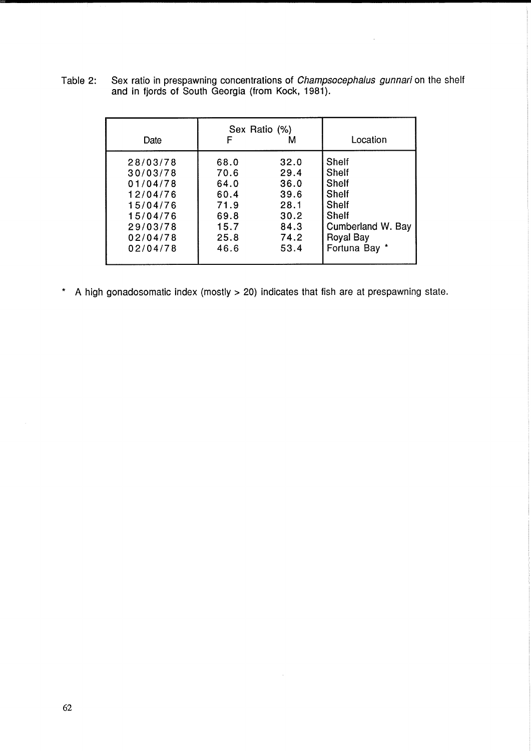Table 2: Sex ratio in prespawning concentrations of *Champsocephalus gunnari* on the shelf and in fjords of South Georgia (from Kock, 1981).

| Date | Sex Ratio (%) F | M | Location |
|---|---|---|---|
| 28/03/78 | 68.0 | 32.0 | Shelf |
| 30/03/78 | 70.6 | 29.4 | Shelf |
| 01/04/78 | 64.0 | 36.0 | Shelf |
| 12/04/76 | 60.4 | 39.6 | Shelf |
| 15/04/76 | 71.9 | 28.1 | Shelf |
| 15/04/76 | 69.8 | 30.2 | Shelf |
| 29/03/78 | 15.7 | 84.3 | Cumberland W. Bay |
| 02/04/78 | 25.8 | 74.2 | Royal Bay |
| 02/04/78 | 46.6 | 53.4 | Fortuna Bay * |

\* A high gonadosomatic index (mostly > 20) indicates that fish are at prespawning state.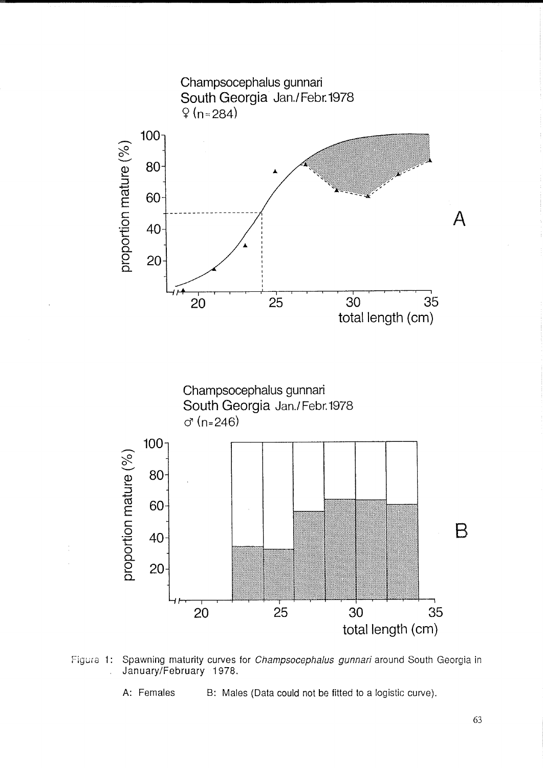Champsocephalus gunnari
South Georgia Jan./Febr. 1978
♀ (n=284)

A

Champsocephalus gunnari
South Georgia Jan./Febr. 1978
♂ (n=246)

B

Figure 1: Spawning maturity curves for *Champsocephalus gunnari* around South Georgia in January/February 1978.

A: Females B: Males (Data could not be fitted to a logistic curve).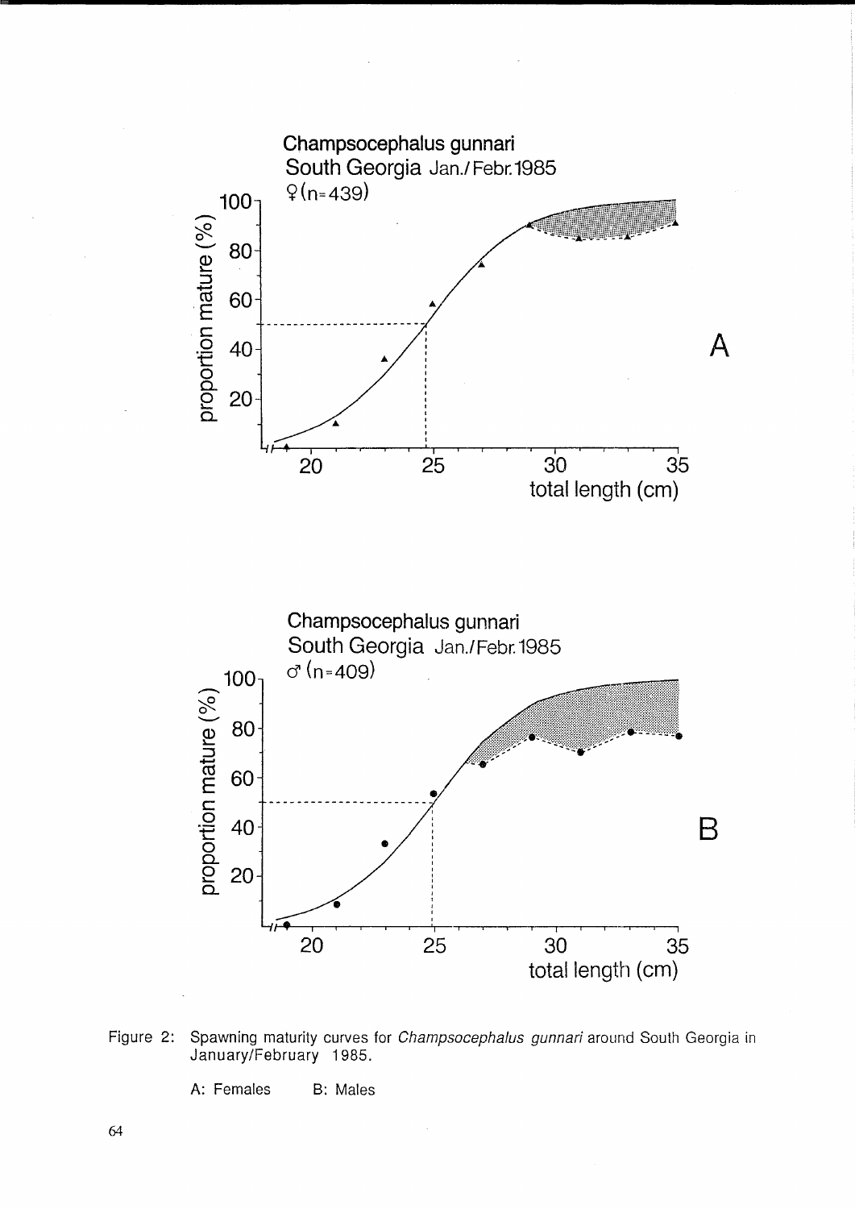Figure 2: Spawning maturity curves for *Champsocephalus gunnari* around South Georgia in January/February 1985.

A: Females B: Males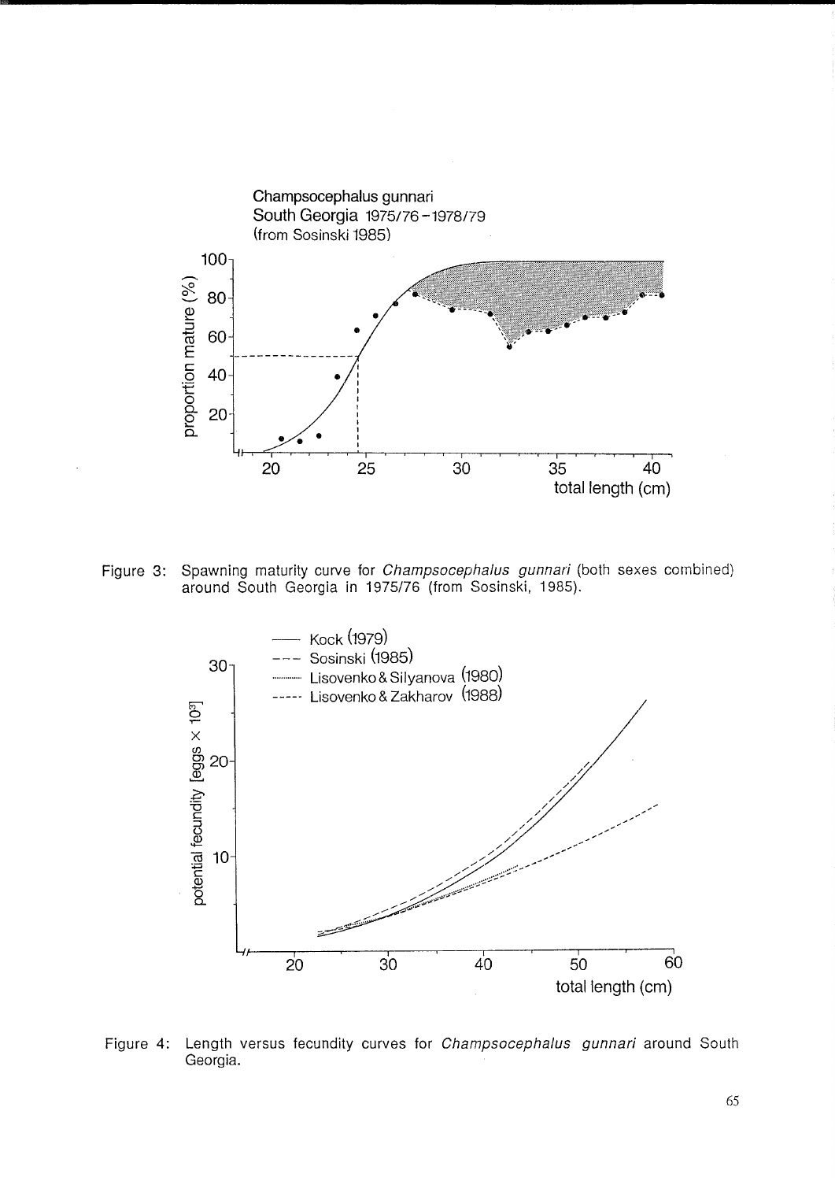Figure 3: Spawning maturity curve for *Champsocephalus gunnari* (both sexes combined) around South Georgia in 1975/76 (from Sosinski, 1985).

Figure 4: Length versus fecundity curves for *Champsocephalus gunnari* around South Georgia.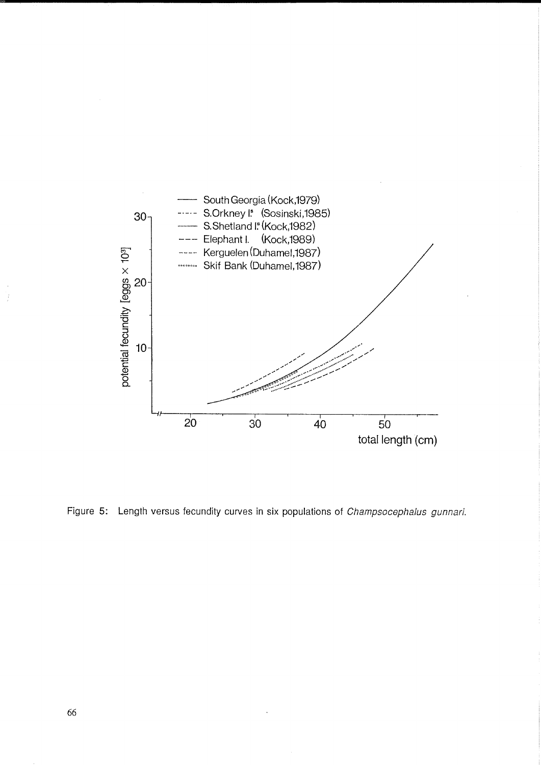Figure 5: Length versus fecundity curves in six populations of *Champsocephalus gunnari*.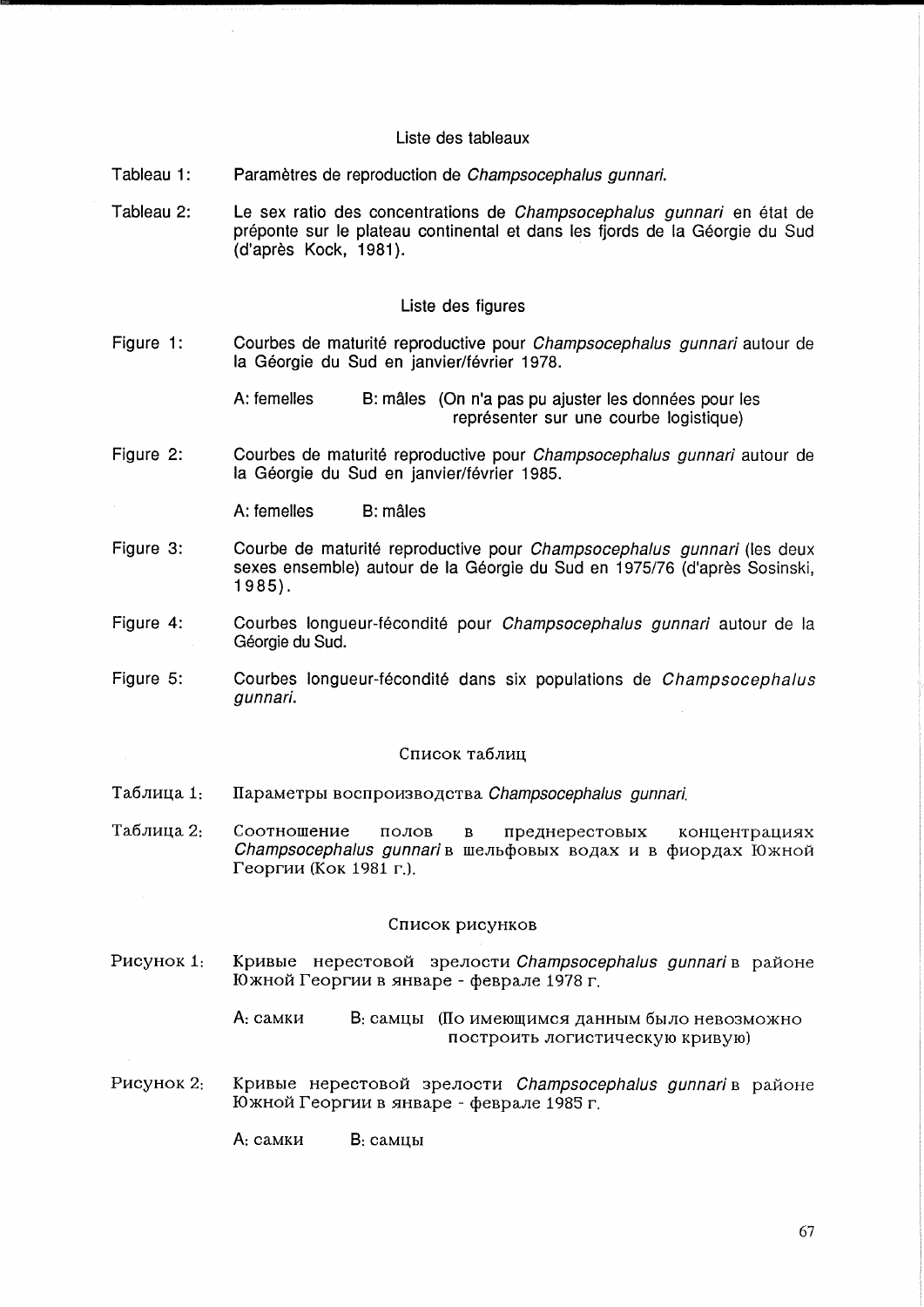## Liste des tableaux

Tableau 1: Paramètres de reproduction de *Champsocephalus gunnari*.

Tableau 2: Le sex ratio des concentrations de *Champsocephalus gunnari* en état de préponte sur le plateau continental et dans les fjords de la Géorgie du Sud (d'après Kock, 1981).

## Liste des figures

Figure 1: Courbes de maturité reproductive pour *Champsocephalus gunnari* autour de la Géorgie du Sud en janvier/février 1978.

A: femelles B: mâles (On n'a pas pu ajuster les données pour les représenter sur une courbe logistique)

Figure 2: Courbes de maturité reproductive pour *Champsocephalus gunnari* autour de la Géorgie du Sud en janvier/février 1985.

A: femelles B: mâles

Figure 3: Courbe de maturité reproductive pour *Champsocephalus gunnari* (les deux sexes ensemble) autour de la Géorgie du Sud en 1975/76 (d'après Sosinski, 1985).

Figure 4: Courbes longueur-fécondité pour *Champsocephalus gunnari* autour de la Géorgie du Sud.

Figure 5: Courbes longueur-fécondité dans six populations de *Champsocephalus gunnari*.

## Список таблиц

Таблица 1: Параметры воспроизводства *Champsocephalus gunnari*.

Таблица 2: Соотношение полов в преднерестовых концентрациях *Champsocephalus gunnari* в шельфовых водах и в фиордах Южной Георгии (Кок 1981 г.).

## Список рисунков

Рисунок 1: Кривые нерестовой зрелости *Champsocephalus gunnari* в районе Южной Георгии в январе - феврале 1978 г.

A: самки B: самцы (По имеющимся данным было невозможно построить логистическую кривую)

Рисунок 2: Кривые нерестовой зрелости *Champsocephalus gunnari* в районе Южной Георгии в январе - феврале 1985 г.

A: самки B: самцы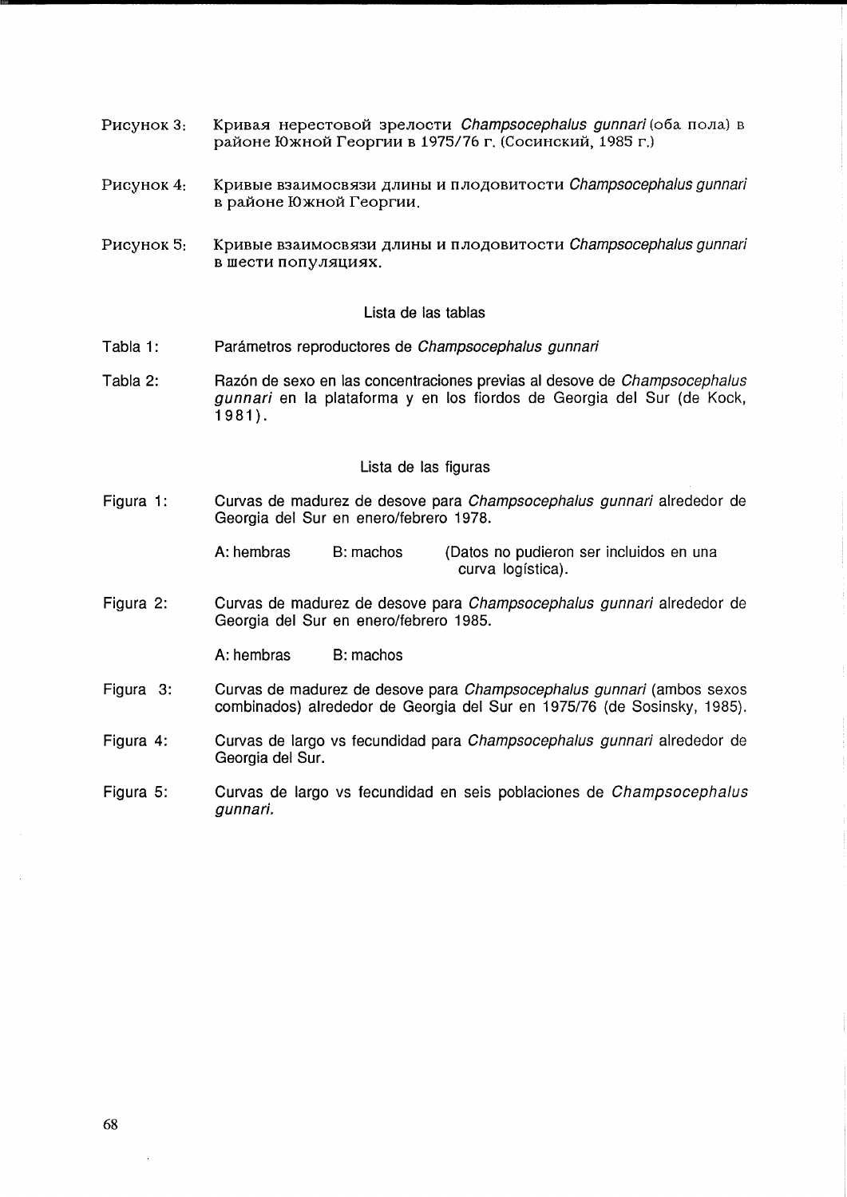Рисунок 3: Кривая нерестовой зрелости *Champsocephalus gunnari* (оба пола) в районе Южной Георгии в 1975/76 г. (Сосинский, 1985 г.)

Рисунок 4: Кривые взаимосвязи длины и плодовитости *Champsocephalus gunnari* в районе Южной Георгии.

Рисунок 5: Кривые взаимосвязи длины и плодовитости *Champsocephalus gunnari* в шести популяциях.

## Lista de las tablas

Tabla 1: Parámetros reproductores de *Champsocephalus gunnari*

Tabla 2: Razón de sexo en las concentraciones previas al desove de *Champsocephalus gunnari* en la plataforma y en los fiordos de Georgia del Sur (de Kock, 1981).

## Lista de las figuras

Figura 1: Curvas de madurez de desove para *Champsocephalus gunnari* alrededor de Georgia del Sur en enero/febrero 1978.

A: hembras B: machos (Datos no pudieron ser incluidos en una curva logística).

Figura 2: Curvas de madurez de desove para *Champsocephalus gunnari* alrededor de Georgia del Sur en enero/febrero 1985.

A: hembras B: machos

Figura 3: Curvas de madurez de desove para *Champsocephalus gunnari* (ambos sexos combinados) alrededor de Georgia del Sur en 1975/76 (de Sosinsky, 1985).

Figura 4: Curvas de largo vs fecundidad para *Champsocephalus gunnari* alrededor de Georgia del Sur.

Figura 5: Curvas de largo vs fecundidad en seis poblaciones de *Champsocephalus gunnari.*